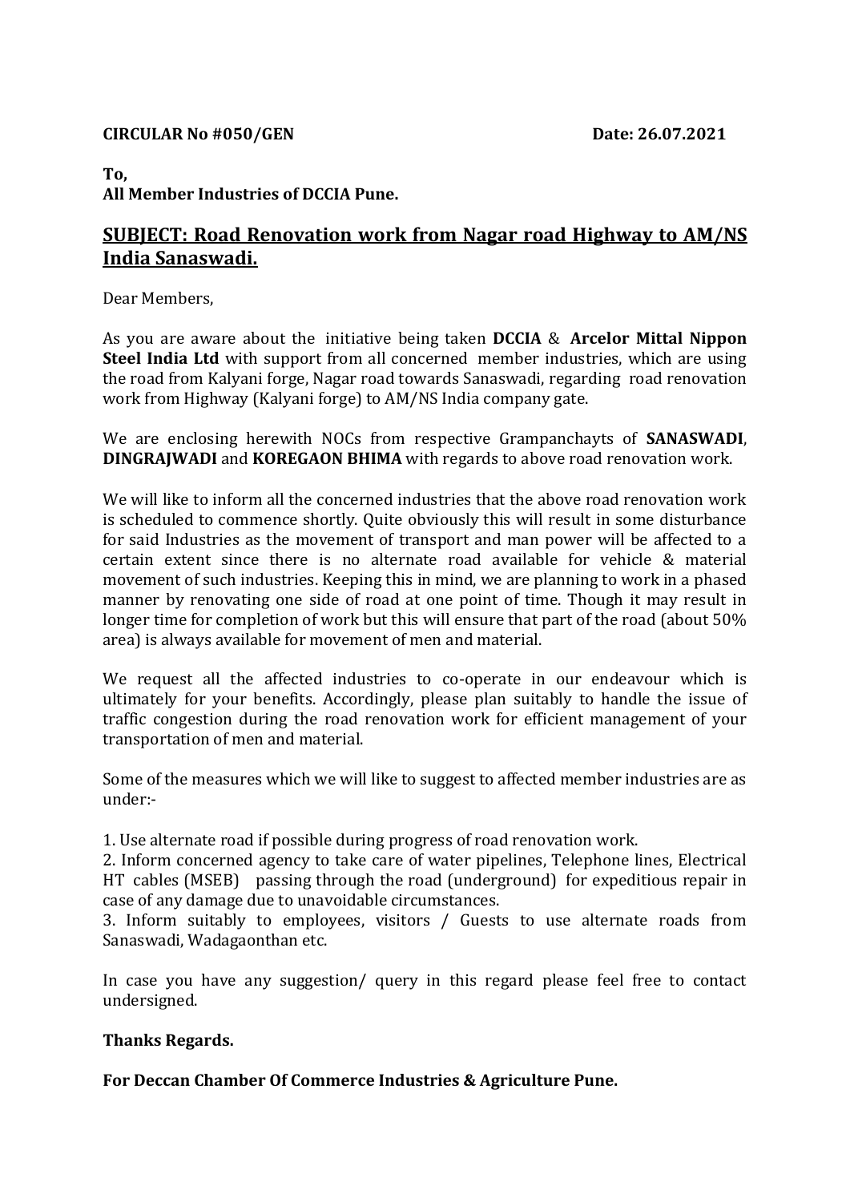**CIRCULAR No #050/GEN** **Date: 26.07.2021**

**To,**
**All Member Industries of DCCIA Pune.**

## SUBJECT: Road Renovation work from Nagar road Highway to AM/NS India Sanaswadi.

Dear Members,

As you are aware about the initiative being taken **DCCIA** & **Arcelor Mittal Nippon Steel India Ltd** with support from all concerned member industries, which are using the road from Kalyani forge, Nagar road towards Sanaswadi, regarding road renovation work from Highway (Kalyani forge) to AM/NS India company gate.

We are enclosing herewith NOCs from respective Grampanchayts of **SANASWADI**, **DINGRAJWADI** and **KOREGAON BHIMA** with regards to above road renovation work.

We will like to inform all the concerned industries that the above road renovation work is scheduled to commence shortly. Quite obviously this will result in some disturbance for said Industries as the movement of transport and man power will be affected to a certain extent since there is no alternate road available for vehicle & material movement of such industries. Keeping this in mind, we are planning to work in a phased manner by renovating one side of road at one point of time. Though it may result in longer time for completion of work but this will ensure that part of the road (about 50% area) is always available for movement of men and material.

We request all the affected industries to co-operate in our endeavour which is ultimately for your benefits. Accordingly, please plan suitably to handle the issue of traffic congestion during the road renovation work for efficient management of your transportation of men and material.

Some of the measures which we will like to suggest to affected member industries are as under:-

1. Use alternate road if possible during progress of road renovation work.
2. Inform concerned agency to take care of water pipelines, Telephone lines, Electrical HT cables (MSEB) passing through the road (underground) for expeditious repair in case of any damage due to unavoidable circumstances.
3. Inform suitably to employees, visitors / Guests to use alternate roads from Sanaswadi, Wadagaonthan etc.

In case you have any suggestion/ query in this regard please feel free to contact undersigned.

**Thanks Regards.**

**For Deccan Chamber Of Commerce Industries & Agriculture Pune.**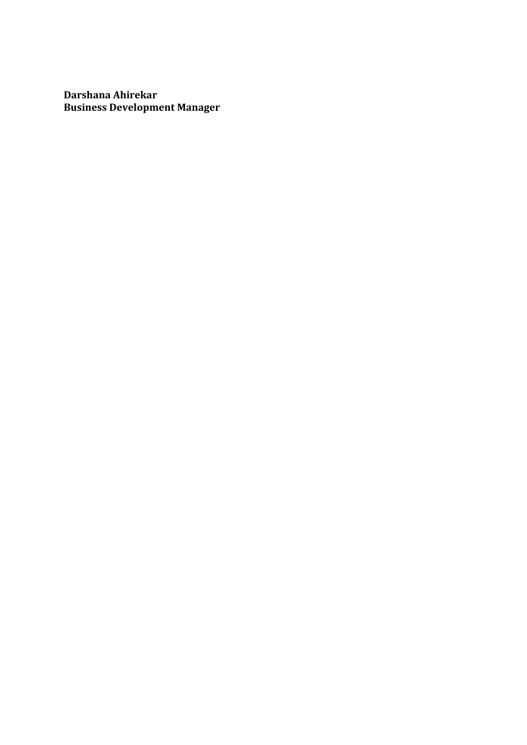**Darshana Ahirekar**
**Business Development Manager**